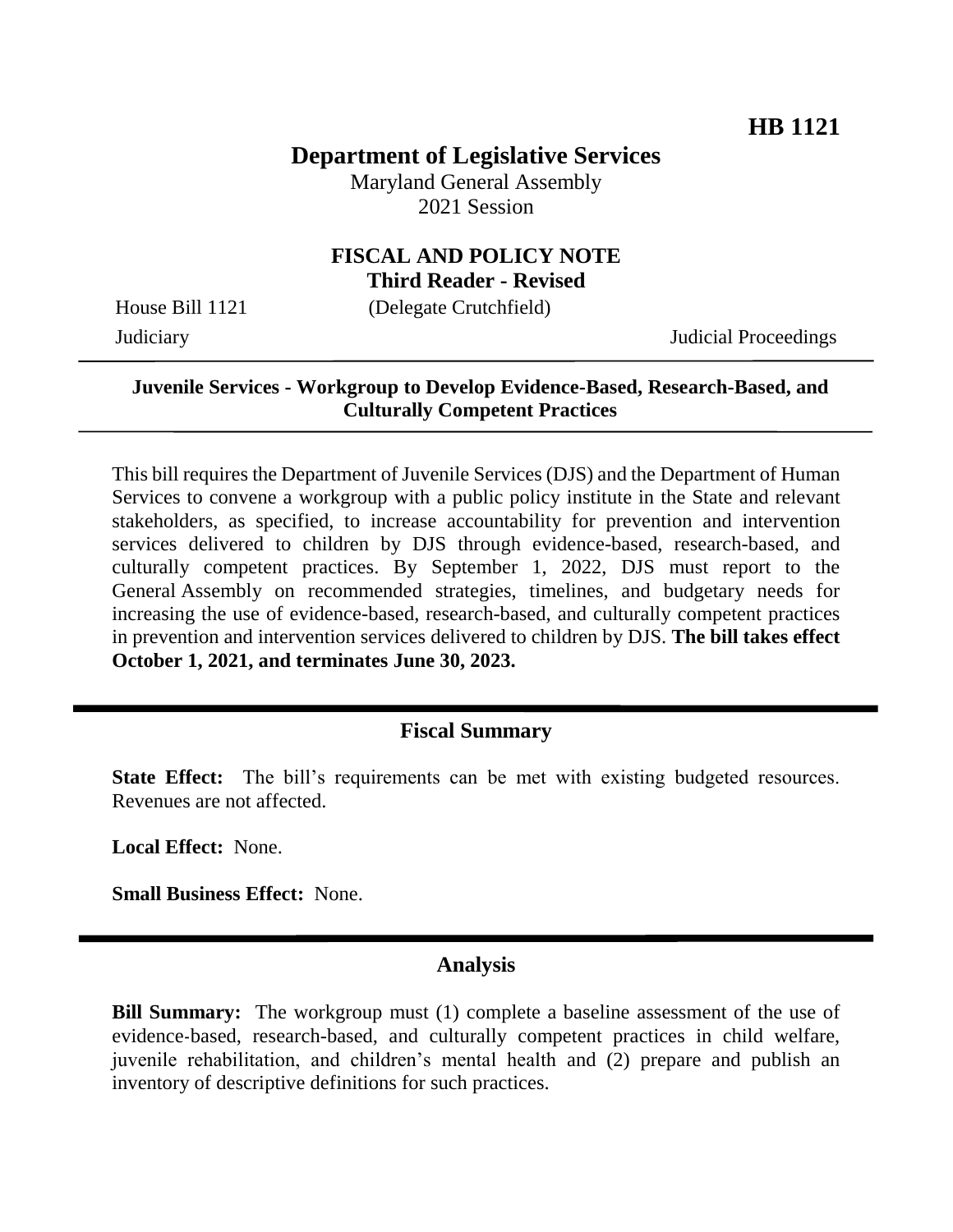**HB 1121**

# Department of Legislative Services

Maryland General Assembly
2021 Session

## FISCAL AND POLICY NOTE
## Third Reader - Revised

House Bill 1121 (Delegate Crutchfield)

Judiciary Judicial Proceedings

---

**Juvenile Services - Workgroup to Develop Evidence-Based, Research-Based, and Culturally Competent Practices**

---

This bill requires the Department of Juvenile Services (DJS) and the Department of Human Services to convene a workgroup with a public policy institute in the State and relevant stakeholders, as specified, to increase accountability for prevention and intervention services delivered to children by DJS through evidence-based, research-based, and culturally competent practices. By September 1, 2022, DJS must report to the General Assembly on recommended strategies, timelines, and budgetary needs for increasing the use of evidence-based, research-based, and culturally competent practices in prevention and intervention services delivered to children by DJS. **The bill takes effect October 1, 2021, and terminates June 30, 2023.**

---

## Fiscal Summary

**State Effect:** The bill's requirements can be met with existing budgeted resources. Revenues are not affected.

**Local Effect:** None.

**Small Business Effect:** None.

---

## Analysis

**Bill Summary:** The workgroup must (1) complete a baseline assessment of the use of evidence-based, research-based, and culturally competent practices in child welfare, juvenile rehabilitation, and children's mental health and (2) prepare and publish an inventory of descriptive definitions for such practices.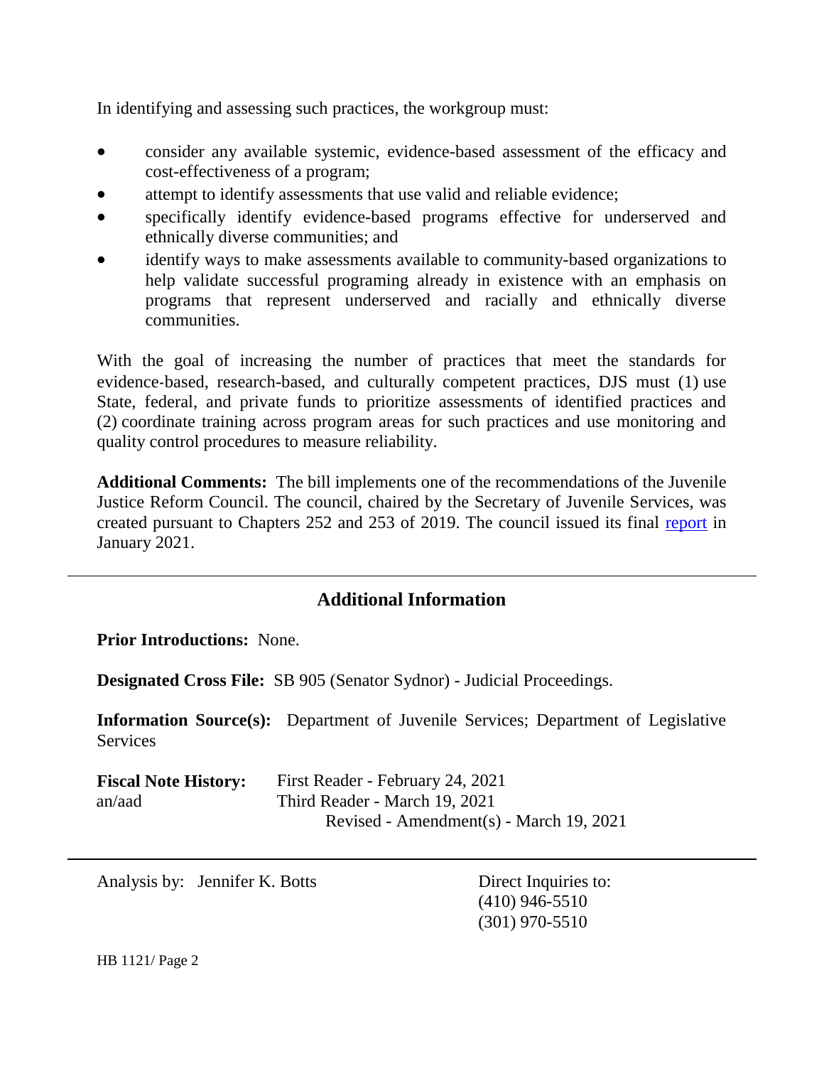In identifying and assessing such practices, the workgroup must:

- consider any available systemic, evidence-based assessment of the efficacy and cost-effectiveness of a program;
- attempt to identify assessments that use valid and reliable evidence;
- specifically identify evidence-based programs effective for underserved and ethnically diverse communities; and
- identify ways to make assessments available to community-based organizations to help validate successful programing already in existence with an emphasis on programs that represent underserved and racially and ethnically diverse communities.

With the goal of increasing the number of practices that meet the standards for evidence-based, research-based, and culturally competent practices, DJS must (1) use State, federal, and private funds to prioritize assessments of identified practices and (2) coordinate training across program areas for such practices and use monitoring and quality control procedures to measure reliability.

**Additional Comments:** The bill implements one of the recommendations of the Juvenile Justice Reform Council. The council, chaired by the Secretary of Juvenile Services, was created pursuant to Chapters 252 and 253 of 2019. The council issued its final report in January 2021.

## Additional Information

**Prior Introductions:** None.

**Designated Cross File:** SB 905 (Senator Sydnor) - Judicial Proceedings.

**Information Source(s):** Department of Juvenile Services; Department of Legislative Services

**Fiscal Note History:** First Reader - February 24, 2021
an/aad Third Reader - March 19, 2021
Revised - Amendment(s) - March 19, 2021

Analysis by: Jennifer K. Botts

Direct Inquiries to:
(410) 946-5510
(301) 970-5510